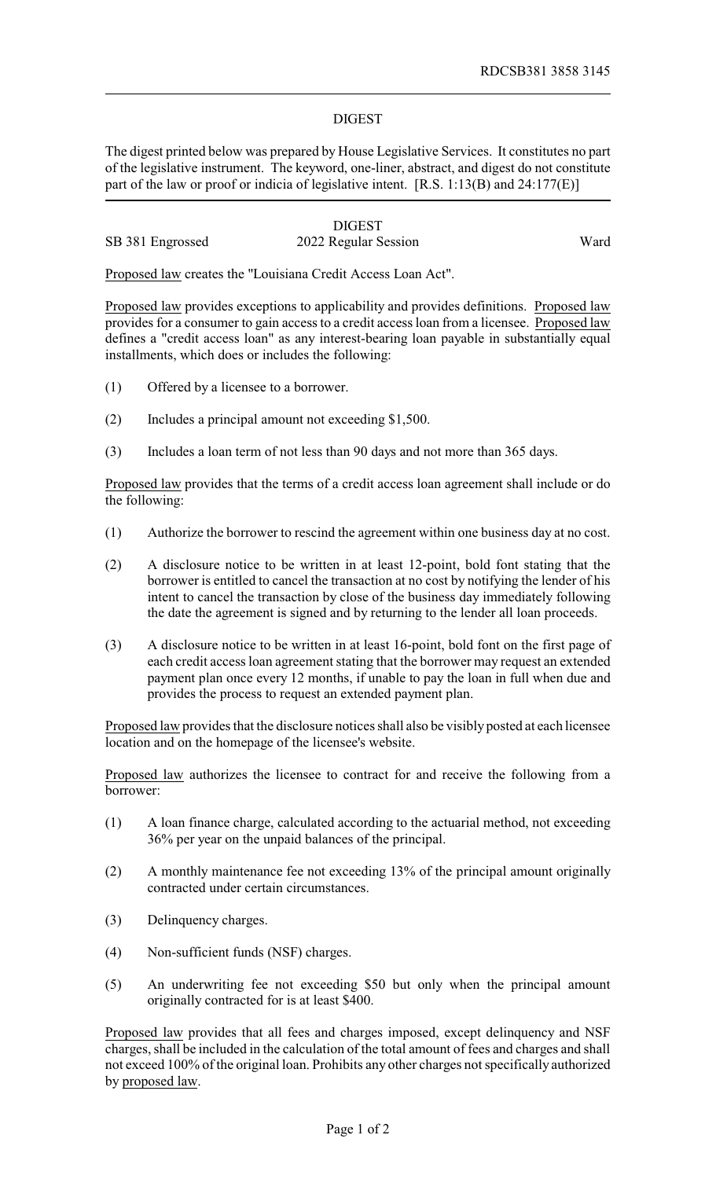RDCSB381 3858 3145

DIGEST

The digest printed below was prepared by House Legislative Services. It constitutes no part of the legislative instrument. The keyword, one-liner, abstract, and digest do not constitute part of the law or proof or indicia of legislative intent. [R.S. 1:13(B) and 24:177(E)]

DIGEST

SB 381 Engrossed | 2022 Regular Session | Ward

Proposed law creates the "Louisiana Credit Access Loan Act".

Proposed law provides exceptions to applicability and provides definitions. Proposed law provides for a consumer to gain access to a credit access loan from a licensee. Proposed law defines a "credit access loan" as any interest-bearing loan payable in substantially equal installments, which does or includes the following:

(1) Offered by a licensee to a borrower.

(2) Includes a principal amount not exceeding $1,500.

(3) Includes a loan term of not less than 90 days and not more than 365 days.

Proposed law provides that the terms of a credit access loan agreement shall include or do the following:

(1) Authorize the borrower to rescind the agreement within one business day at no cost.

(2) A disclosure notice to be written in at least 12-point, bold font stating that the borrower is entitled to cancel the transaction at no cost by notifying the lender of his intent to cancel the transaction by close of the business day immediately following the date the agreement is signed and by returning to the lender all loan proceeds.

(3) A disclosure notice to be written in at least 16-point, bold font on the first page of each credit access loan agreement stating that the borrower may request an extended payment plan once every 12 months, if unable to pay the loan in full when due and provides the process to request an extended payment plan.

Proposed law provides that the disclosure notices shall also be visibly posted at each licensee location and on the homepage of the licensee's website.

Proposed law authorizes the licensee to contract for and receive the following from a borrower:

(1) A loan finance charge, calculated according to the actuarial method, not exceeding 36% per year on the unpaid balances of the principal.

(2) A monthly maintenance fee not exceeding 13% of the principal amount originally contracted under certain circumstances.

(3) Delinquency charges.

(4) Non-sufficient funds (NSF) charges.

(5) An underwriting fee not exceeding $50 but only when the principal amount originally contracted for is at least $400.

Proposed law provides that all fees and charges imposed, except delinquency and NSF charges, shall be included in the calculation of the total amount of fees and charges and shall not exceed 100% of the original loan. Prohibits any other charges not specifically authorized by proposed law.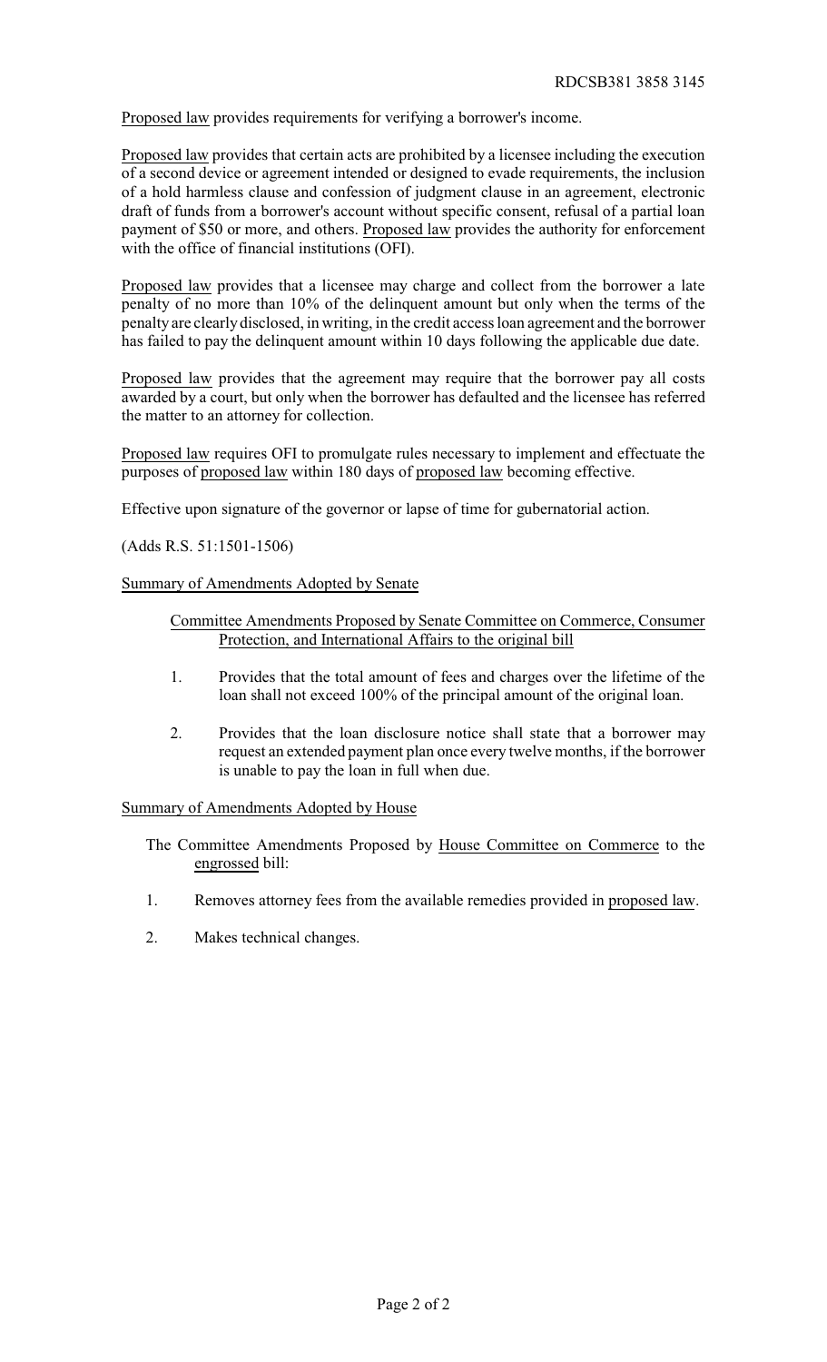Proposed law provides requirements for verifying a borrower's income.

Proposed law provides that certain acts are prohibited by a licensee including the execution of a second device or agreement intended or designed to evade requirements, the inclusion of a hold harmless clause and confession of judgment clause in an agreement, electronic draft of funds from a borrower's account without specific consent, refusal of a partial loan payment of $50 or more, and others. Proposed law provides the authority for enforcement with the office of financial institutions (OFI).

Proposed law provides that a licensee may charge and collect from the borrower a late penalty of no more than 10% of the delinquent amount but only when the terms of the penalty are clearly disclosed, in writing, in the credit access loan agreement and the borrower has failed to pay the delinquent amount within 10 days following the applicable due date.

Proposed law provides that the agreement may require that the borrower pay all costs awarded by a court, but only when the borrower has defaulted and the licensee has referred the matter to an attorney for collection.

Proposed law requires OFI to promulgate rules necessary to implement and effectuate the purposes of proposed law within 180 days of proposed law becoming effective.

Effective upon signature of the governor or lapse of time for gubernatorial action.

(Adds R.S. 51:1501-1506)

Summary of Amendments Adopted by Senate

Committee Amendments Proposed by Senate Committee on Commerce, Consumer Protection, and International Affairs to the original bill

1. Provides that the total amount of fees and charges over the lifetime of the loan shall not exceed 100% of the principal amount of the original loan.
2. Provides that the loan disclosure notice shall state that a borrower may request an extended payment plan once every twelve months, if the borrower is unable to pay the loan in full when due.

Summary of Amendments Adopted by House

The Committee Amendments Proposed by House Committee on Commerce to the engrossed bill:

1. Removes attorney fees from the available remedies provided in proposed law.
2. Makes technical changes.